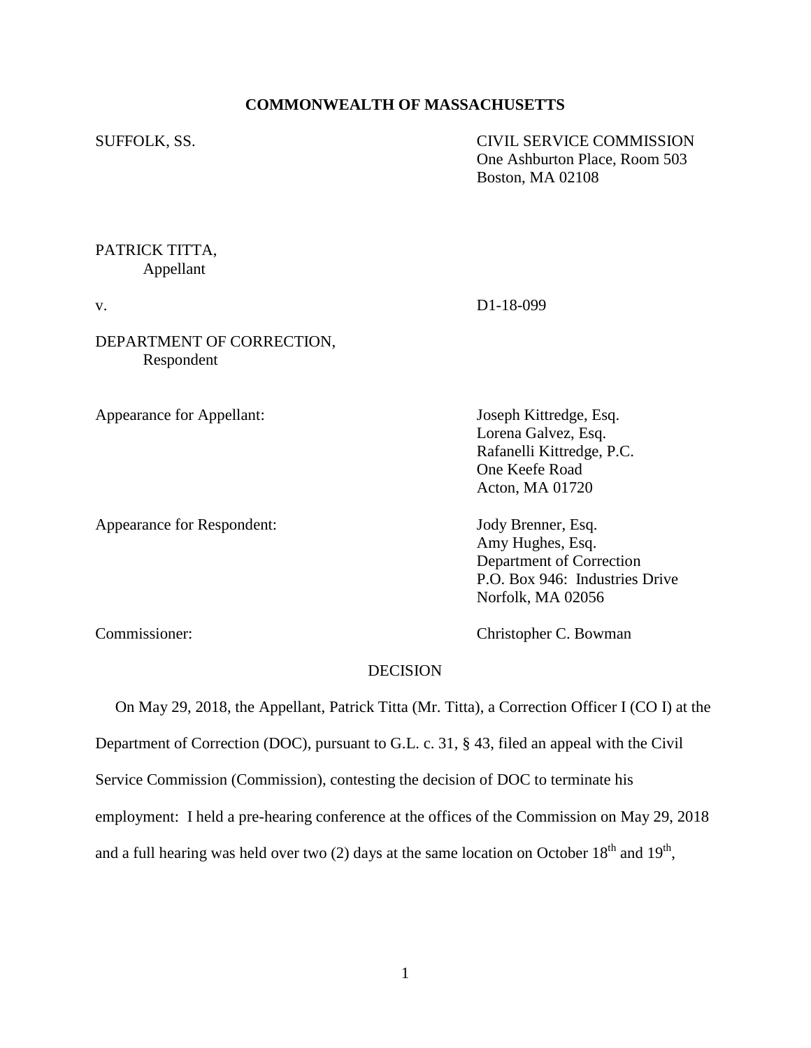**COMMONWEALTH OF MASSACHUSETTS**

SUFFOLK, SS.

CIVIL SERVICE COMMISSION
One Ashburton Place, Room 503
Boston, MA 02108

PATRICK TITTA,
Appellant

v.

D1-18-099

DEPARTMENT OF CORRECTION,
Respondent

Appearance for Appellant:

Joseph Kittredge, Esq.
Lorena Galvez, Esq.
Rafanelli Kittredge, P.C.
One Keefe Road
Acton, MA 01720

Appearance for Respondent:

Jody Brenner, Esq.
Amy Hughes, Esq.
Department of Correction
P.O. Box 946: Industries Drive
Norfolk, MA 02056

Commissioner:

Christopher C. Bowman

DECISION

On May 29, 2018, the Appellant, Patrick Titta (Mr. Titta), a Correction Officer I (CO I) at the Department of Correction (DOC), pursuant to G.L. c. 31, § 43, filed an appeal with the Civil Service Commission (Commission), contesting the decision of DOC to terminate his employment: I held a pre-hearing conference at the offices of the Commission on May 29, 2018 and a full hearing was held over two (2) days at the same location on October 18th and 19th,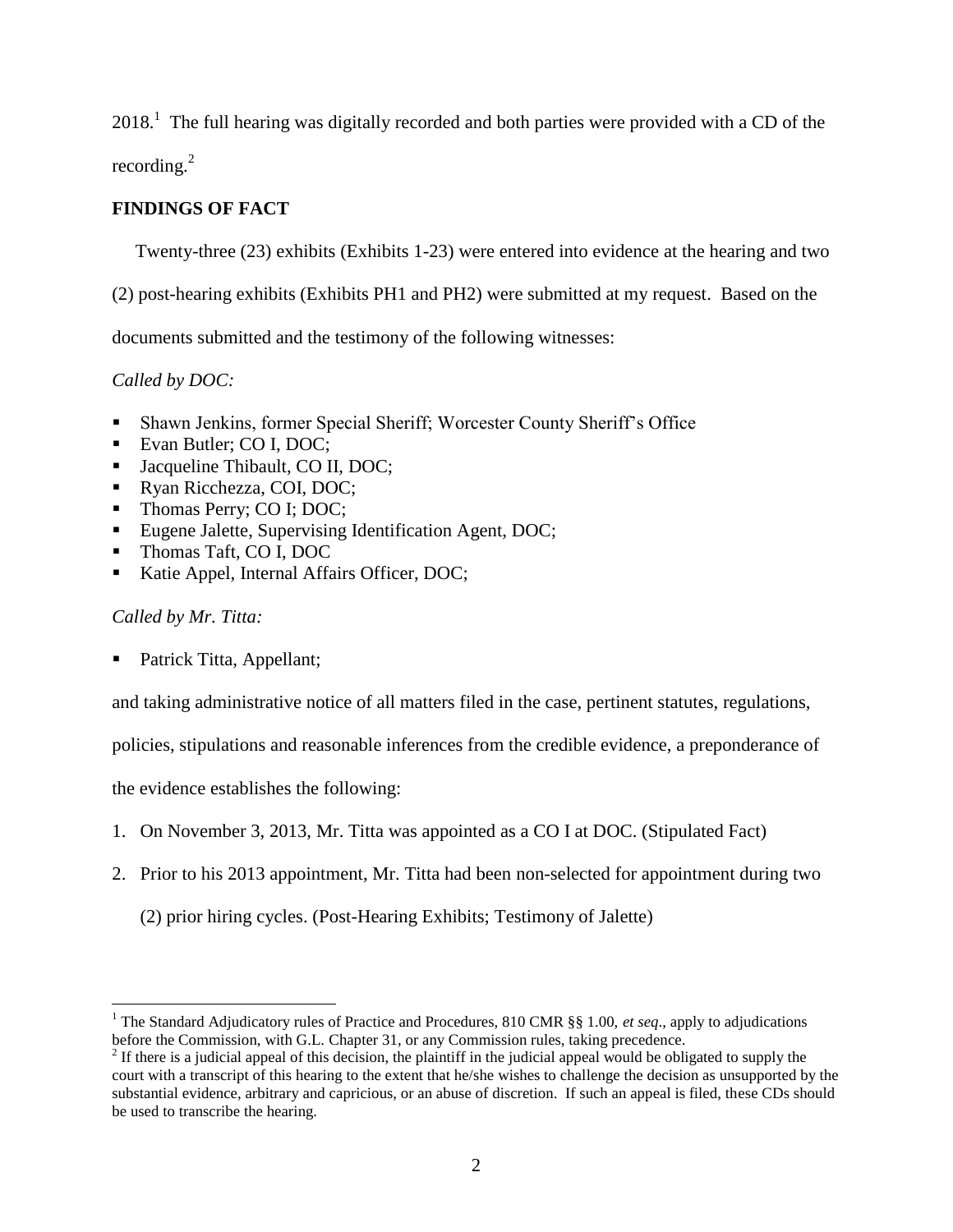2018.[1] The full hearing was digitally recorded and both parties were provided with a CD of the recording.[2]

**FINDINGS OF FACT**

Twenty-three (23) exhibits (Exhibits 1-23) were entered into evidence at the hearing and two (2) post-hearing exhibits (Exhibits PH1 and PH2) were submitted at my request. Based on the documents submitted and the testimony of the following witnesses:

*Called by DOC:*

- Shawn Jenkins, former Special Sheriff; Worcester County Sheriff's Office
- Evan Butler; CO I, DOC;
- Jacqueline Thibault, CO II, DOC;
- Ryan Ricchezza, COI, DOC;
- Thomas Perry; CO I; DOC;
- Eugene Jalette, Supervising Identification Agent, DOC;
- Thomas Taft, CO I, DOC
- Katie Appel, Internal Affairs Officer, DOC;

*Called by Mr. Titta:*

- Patrick Titta, Appellant;

and taking administrative notice of all matters filed in the case, pertinent statutes, regulations, policies, stipulations and reasonable inferences from the credible evidence, a preponderance of the evidence establishes the following:

1. On November 3, 2013, Mr. Titta was appointed as a CO I at DOC. (Stipulated Fact)
2. Prior to his 2013 appointment, Mr. Titta had been non-selected for appointment during two (2) prior hiring cycles. (Post-Hearing Exhibits; Testimony of Jalette)

---

[1] The Standard Adjudicatory rules of Practice and Procedures, 810 CMR §§ 1.00, *et seq*., apply to adjudications before the Commission, with G.L. Chapter 31, or any Commission rules, taking precedence.

[2] If there is a judicial appeal of this decision, the plaintiff in the judicial appeal would be obligated to supply the court with a transcript of this hearing to the extent that he/she wishes to challenge the decision as unsupported by the substantial evidence, arbitrary and capricious, or an abuse of discretion. If such an appeal is filed, these CDs should be used to transcribe the hearing.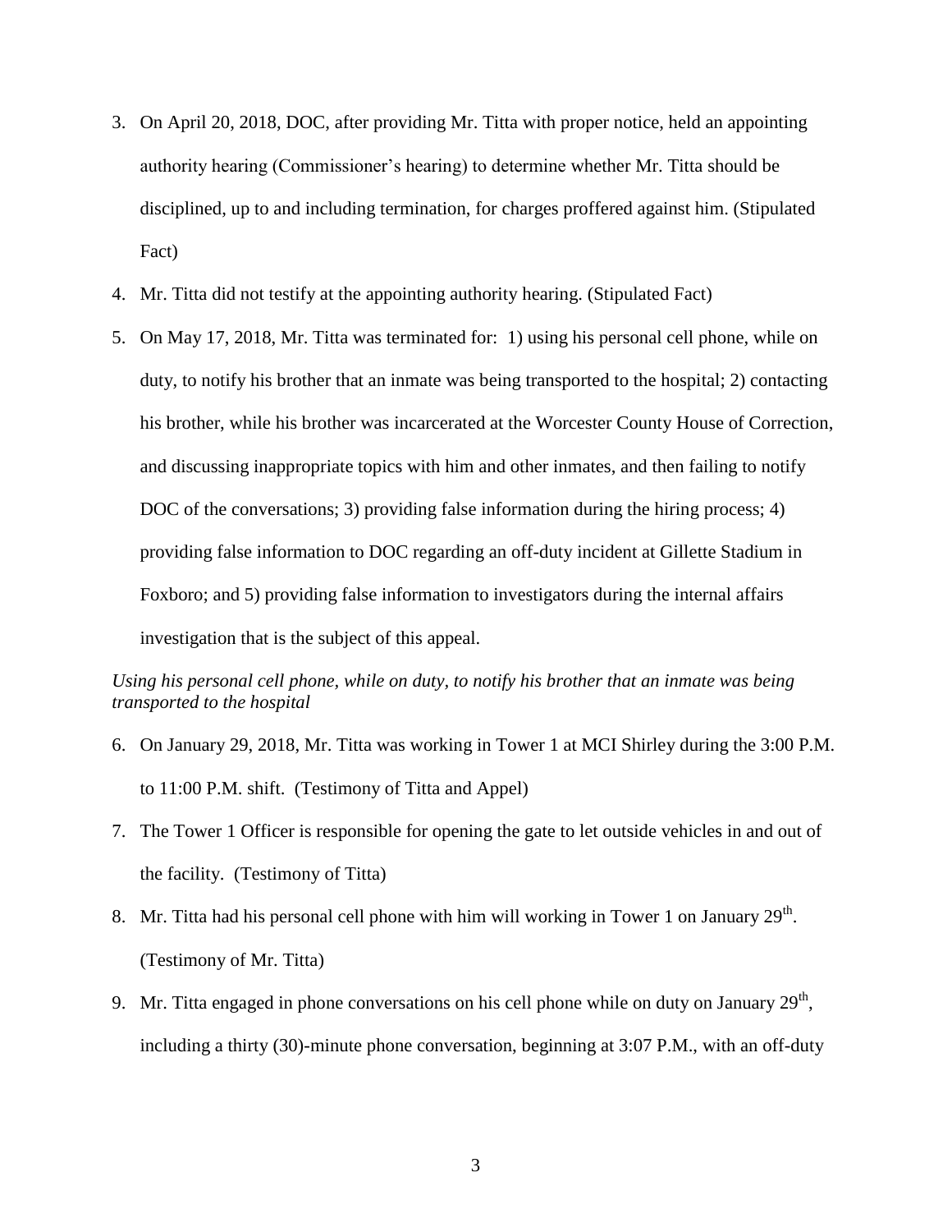3. On April 20, 2018, DOC, after providing Mr. Titta with proper notice, held an appointing authority hearing (Commissioner's hearing) to determine whether Mr. Titta should be disciplined, up to and including termination, for charges proffered against him. (Stipulated Fact)

4. Mr. Titta did not testify at the appointing authority hearing. (Stipulated Fact)

5. On May 17, 2018, Mr. Titta was terminated for: 1) using his personal cell phone, while on duty, to notify his brother that an inmate was being transported to the hospital; 2) contacting his brother, while his brother was incarcerated at the Worcester County House of Correction, and discussing inappropriate topics with him and other inmates, and then failing to notify DOC of the conversations; 3) providing false information during the hiring process; 4) providing false information to DOC regarding an off-duty incident at Gillette Stadium in Foxboro; and 5) providing false information to investigators during the internal affairs investigation that is the subject of this appeal.

*Using his personal cell phone, while on duty, to notify his brother that an inmate was being transported to the hospital*

6. On January 29, 2018, Mr. Titta was working in Tower 1 at MCI Shirley during the 3:00 P.M. to 11:00 P.M. shift. (Testimony of Titta and Appel)

7. The Tower 1 Officer is responsible for opening the gate to let outside vehicles in and out of the facility. (Testimony of Titta)

8. Mr. Titta had his personal cell phone with him will working in Tower 1 on January 29th. (Testimony of Mr. Titta)

9. Mr. Titta engaged in phone conversations on his cell phone while on duty on January 29th, including a thirty (30)-minute phone conversation, beginning at 3:07 P.M., with an off-duty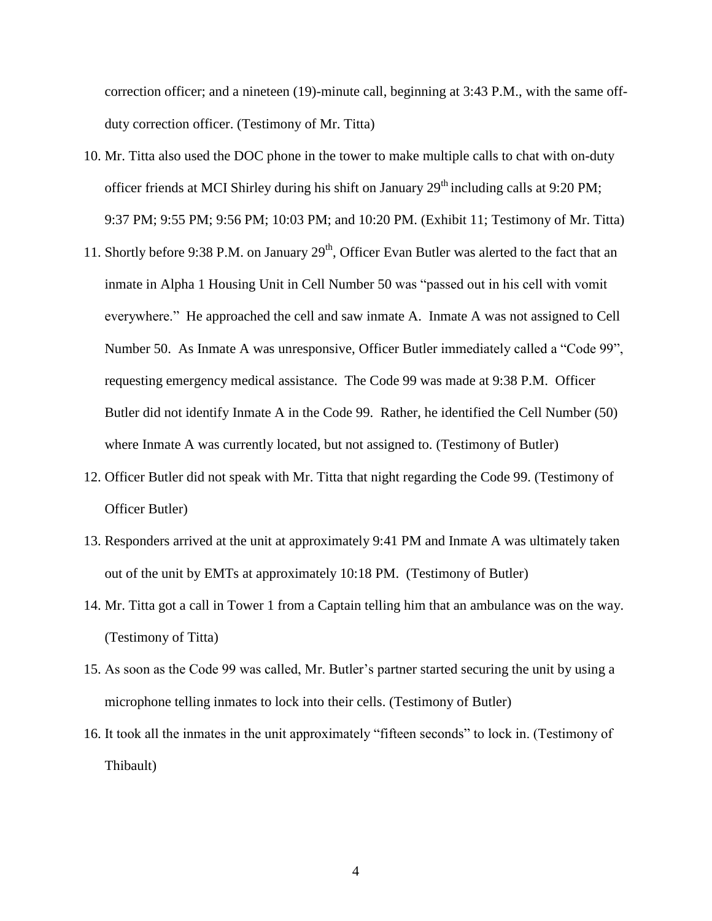correction officer; and a nineteen (19)-minute call, beginning at 3:43 P.M., with the same off-duty correction officer. (Testimony of Mr. Titta)

10. Mr. Titta also used the DOC phone in the tower to make multiple calls to chat with on-duty officer friends at MCI Shirley during his shift on January 29th including calls at 9:20 PM; 9:37 PM; 9:55 PM; 9:56 PM; 10:03 PM; and 10:20 PM. (Exhibit 11; Testimony of Mr. Titta)
11. Shortly before 9:38 P.M. on January 29th, Officer Evan Butler was alerted to the fact that an inmate in Alpha 1 Housing Unit in Cell Number 50 was "passed out in his cell with vomit everywhere." He approached the cell and saw inmate A. Inmate A was not assigned to Cell Number 50. As Inmate A was unresponsive, Officer Butler immediately called a "Code 99", requesting emergency medical assistance. The Code 99 was made at 9:38 P.M. Officer Butler did not identify Inmate A in the Code 99. Rather, he identified the Cell Number (50) where Inmate A was currently located, but not assigned to. (Testimony of Butler)
12. Officer Butler did not speak with Mr. Titta that night regarding the Code 99. (Testimony of Officer Butler)
13. Responders arrived at the unit at approximately 9:41 PM and Inmate A was ultimately taken out of the unit by EMTs at approximately 10:18 PM. (Testimony of Butler)
14. Mr. Titta got a call in Tower 1 from a Captain telling him that an ambulance was on the way. (Testimony of Titta)
15. As soon as the Code 99 was called, Mr. Butler's partner started securing the unit by using a microphone telling inmates to lock into their cells. (Testimony of Butler)
16. It took all the inmates in the unit approximately "fifteen seconds" to lock in. (Testimony of Thibault)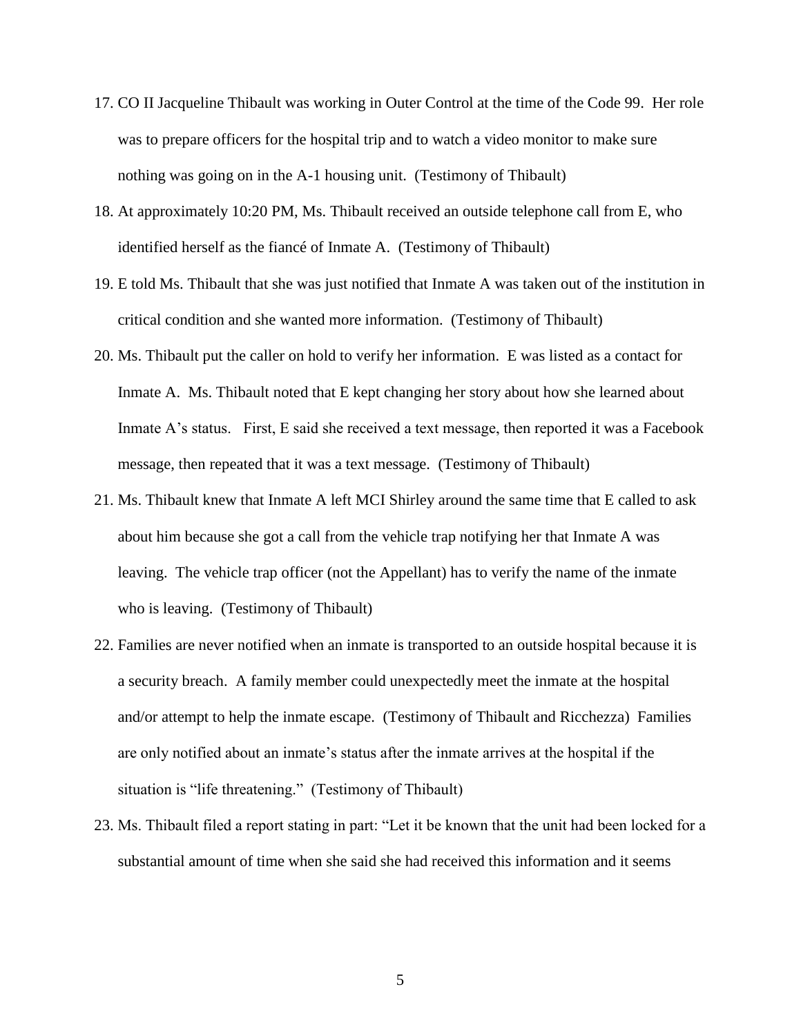17. CO II Jacqueline Thibault was working in Outer Control at the time of the Code 99. Her role was to prepare officers for the hospital trip and to watch a video monitor to make sure nothing was going on in the A-1 housing unit. (Testimony of Thibault)
18. At approximately 10:20 PM, Ms. Thibault received an outside telephone call from E, who identified herself as the fiancé of Inmate A. (Testimony of Thibault)
19. E told Ms. Thibault that she was just notified that Inmate A was taken out of the institution in critical condition and she wanted more information. (Testimony of Thibault)
20. Ms. Thibault put the caller on hold to verify her information. E was listed as a contact for Inmate A. Ms. Thibault noted that E kept changing her story about how she learned about Inmate A's status. First, E said she received a text message, then reported it was a Facebook message, then repeated that it was a text message. (Testimony of Thibault)
21. Ms. Thibault knew that Inmate A left MCI Shirley around the same time that E called to ask about him because she got a call from the vehicle trap notifying her that Inmate A was leaving. The vehicle trap officer (not the Appellant) has to verify the name of the inmate who is leaving. (Testimony of Thibault)
22. Families are never notified when an inmate is transported to an outside hospital because it is a security breach. A family member could unexpectedly meet the inmate at the hospital and/or attempt to help the inmate escape. (Testimony of Thibault and Ricchezza) Families are only notified about an inmate's status after the inmate arrives at the hospital if the situation is "life threatening." (Testimony of Thibault)
23. Ms. Thibault filed a report stating in part: "Let it be known that the unit had been locked for a substantial amount of time when she said she had received this information and it seems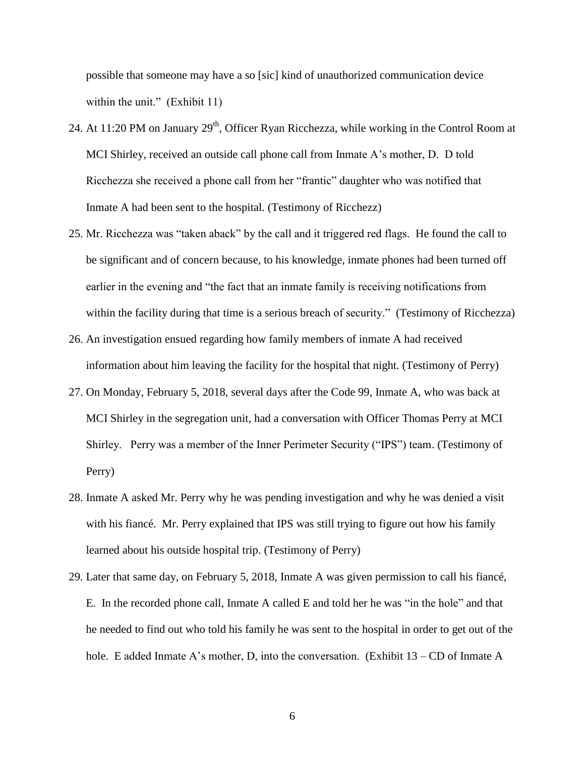possible that someone may have a so [sic] kind of unauthorized communication device within the unit." (Exhibit 11)

24. At 11:20 PM on January 29th, Officer Ryan Ricchezza, while working in the Control Room at MCI Shirley, received an outside call phone call from Inmate A's mother, D. D told Ricchezza she received a phone call from her "frantic" daughter who was notified that Inmate A had been sent to the hospital. (Testimony of Ricchezz)

25. Mr. Ricchezza was "taken aback" by the call and it triggered red flags. He found the call to be significant and of concern because, to his knowledge, inmate phones had been turned off earlier in the evening and "the fact that an inmate family is receiving notifications from within the facility during that time is a serious breach of security." (Testimony of Ricchezza)

26. An investigation ensued regarding how family members of inmate A had received information about him leaving the facility for the hospital that night. (Testimony of Perry)

27. On Monday, February 5, 2018, several days after the Code 99, Inmate A, who was back at MCI Shirley in the segregation unit, had a conversation with Officer Thomas Perry at MCI Shirley. Perry was a member of the Inner Perimeter Security ("IPS") team. (Testimony of Perry)

28. Inmate A asked Mr. Perry why he was pending investigation and why he was denied a visit with his fiancé. Mr. Perry explained that IPS was still trying to figure out how his family learned about his outside hospital trip. (Testimony of Perry)

29. Later that same day, on February 5, 2018, Inmate A was given permission to call his fiancé, E. In the recorded phone call, Inmate A called E and told her he was "in the hole" and that he needed to find out who told his family he was sent to the hospital in order to get out of the hole. E added Inmate A's mother, D, into the conversation. (Exhibit 13 – CD of Inmate A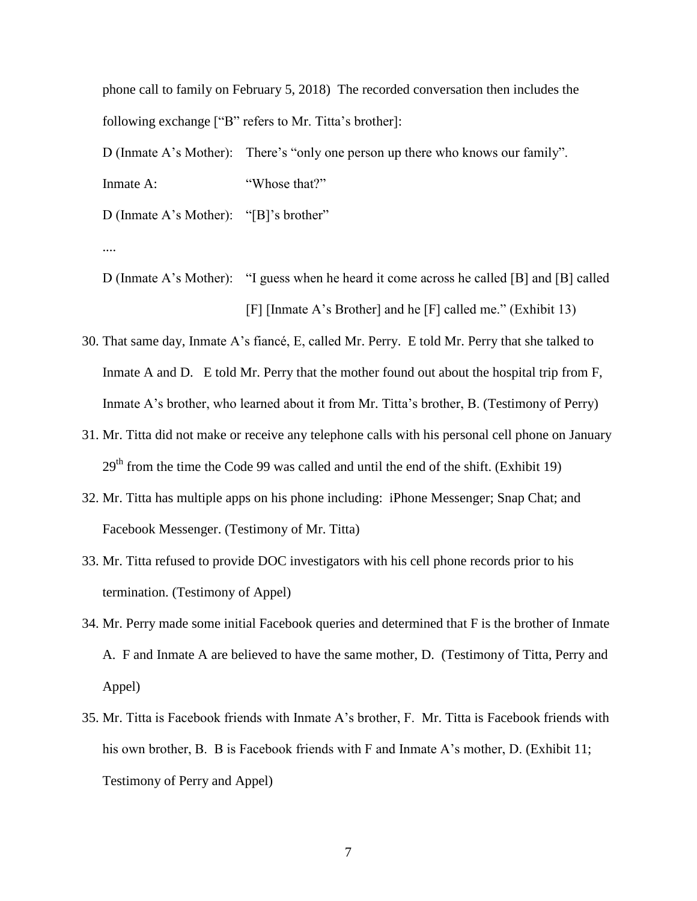phone call to family on February 5, 2018) The recorded conversation then includes the following exchange ["B" refers to Mr. Titta's brother]:

D (Inmate A's Mother): There's "only one person up there who knows our family".

Inmate A: "Whose that?"

D (Inmate A's Mother): "[B]'s brother"

....

D (Inmate A's Mother): "I guess when he heard it come across he called [B] and [B] called [F] [Inmate A's Brother] and he [F] called me." (Exhibit 13)

30. That same day, Inmate A's fiancé, E, called Mr. Perry. E told Mr. Perry that she talked to Inmate A and D. E told Mr. Perry that the mother found out about the hospital trip from F, Inmate A's brother, who learned about it from Mr. Titta's brother, B. (Testimony of Perry)
31. Mr. Titta did not make or receive any telephone calls with his personal cell phone on January 29th from the time the Code 99 was called and until the end of the shift. (Exhibit 19)
32. Mr. Titta has multiple apps on his phone including: iPhone Messenger; Snap Chat; and Facebook Messenger. (Testimony of Mr. Titta)
33. Mr. Titta refused to provide DOC investigators with his cell phone records prior to his termination. (Testimony of Appel)
34. Mr. Perry made some initial Facebook queries and determined that F is the brother of Inmate A. F and Inmate A are believed to have the same mother, D. (Testimony of Titta, Perry and Appel)
35. Mr. Titta is Facebook friends with Inmate A's brother, F. Mr. Titta is Facebook friends with his own brother, B. B is Facebook friends with F and Inmate A's mother, D. (Exhibit 11; Testimony of Perry and Appel)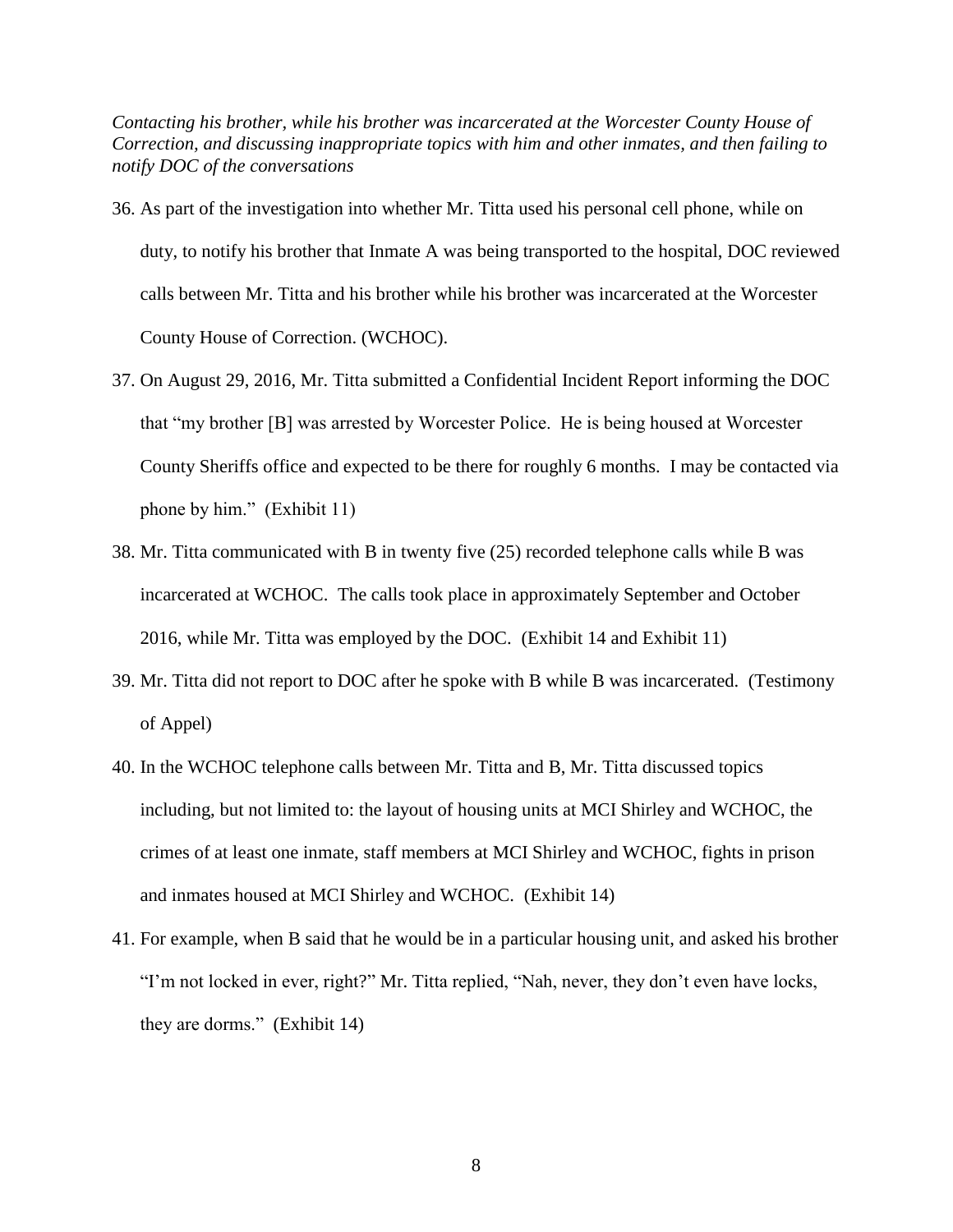*Contacting his brother, while his brother was incarcerated at the Worcester County House of Correction, and discussing inappropriate topics with him and other inmates, and then failing to notify DOC of the conversations*

36. As part of the investigation into whether Mr. Titta used his personal cell phone, while on duty, to notify his brother that Inmate A was being transported to the hospital, DOC reviewed calls between Mr. Titta and his brother while his brother was incarcerated at the Worcester County House of Correction. (WCHOC).

37. On August 29, 2016, Mr. Titta submitted a Confidential Incident Report informing the DOC that "my brother [B] was arrested by Worcester Police. He is being housed at Worcester County Sheriffs office and expected to be there for roughly 6 months. I may be contacted via phone by him." (Exhibit 11)

38. Mr. Titta communicated with B in twenty five (25) recorded telephone calls while B was incarcerated at WCHOC. The calls took place in approximately September and October 2016, while Mr. Titta was employed by the DOC. (Exhibit 14 and Exhibit 11)

39. Mr. Titta did not report to DOC after he spoke with B while B was incarcerated. (Testimony of Appel)

40. In the WCHOC telephone calls between Mr. Titta and B, Mr. Titta discussed topics including, but not limited to: the layout of housing units at MCI Shirley and WCHOC, the crimes of at least one inmate, staff members at MCI Shirley and WCHOC, fights in prison and inmates housed at MCI Shirley and WCHOC. (Exhibit 14)

41. For example, when B said that he would be in a particular housing unit, and asked his brother "I'm not locked in ever, right?" Mr. Titta replied, "Nah, never, they don't even have locks, they are dorms." (Exhibit 14)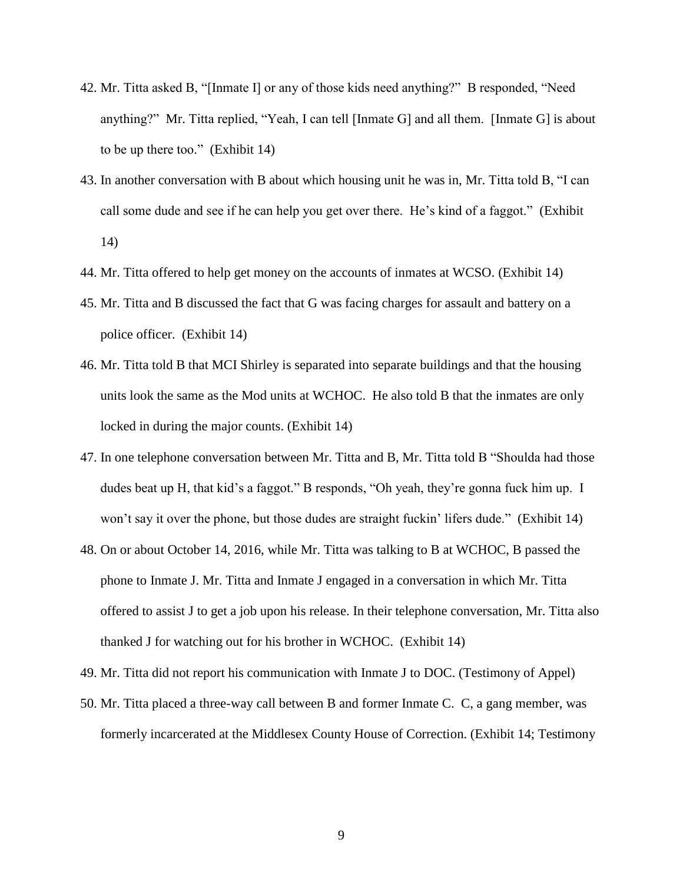42. Mr. Titta asked B, "[Inmate I] or any of those kids need anything?" B responded, "Need anything?" Mr. Titta replied, "Yeah, I can tell [Inmate G] and all them. [Inmate G] is about to be up there too." (Exhibit 14)
43. In another conversation with B about which housing unit he was in, Mr. Titta told B, "I can call some dude and see if he can help you get over there. He's kind of a faggot." (Exhibit 14)
44. Mr. Titta offered to help get money on the accounts of inmates at WCSO. (Exhibit 14)
45. Mr. Titta and B discussed the fact that G was facing charges for assault and battery on a police officer. (Exhibit 14)
46. Mr. Titta told B that MCI Shirley is separated into separate buildings and that the housing units look the same as the Mod units at WCHOC. He also told B that the inmates are only locked in during the major counts. (Exhibit 14)
47. In one telephone conversation between Mr. Titta and B, Mr. Titta told B "Shoulda had those dudes beat up H, that kid's a faggot." B responds, "Oh yeah, they're gonna fuck him up. I won't say it over the phone, but those dudes are straight fuckin' lifers dude." (Exhibit 14)
48. On or about October 14, 2016, while Mr. Titta was talking to B at WCHOC, B passed the phone to Inmate J. Mr. Titta and Inmate J engaged in a conversation in which Mr. Titta offered to assist J to get a job upon his release. In their telephone conversation, Mr. Titta also thanked J for watching out for his brother in WCHOC. (Exhibit 14)
49. Mr. Titta did not report his communication with Inmate J to DOC. (Testimony of Appel)
50. Mr. Titta placed a three-way call between B and former Inmate C. C, a gang member, was formerly incarcerated at the Middlesex County House of Correction. (Exhibit 14; Testimony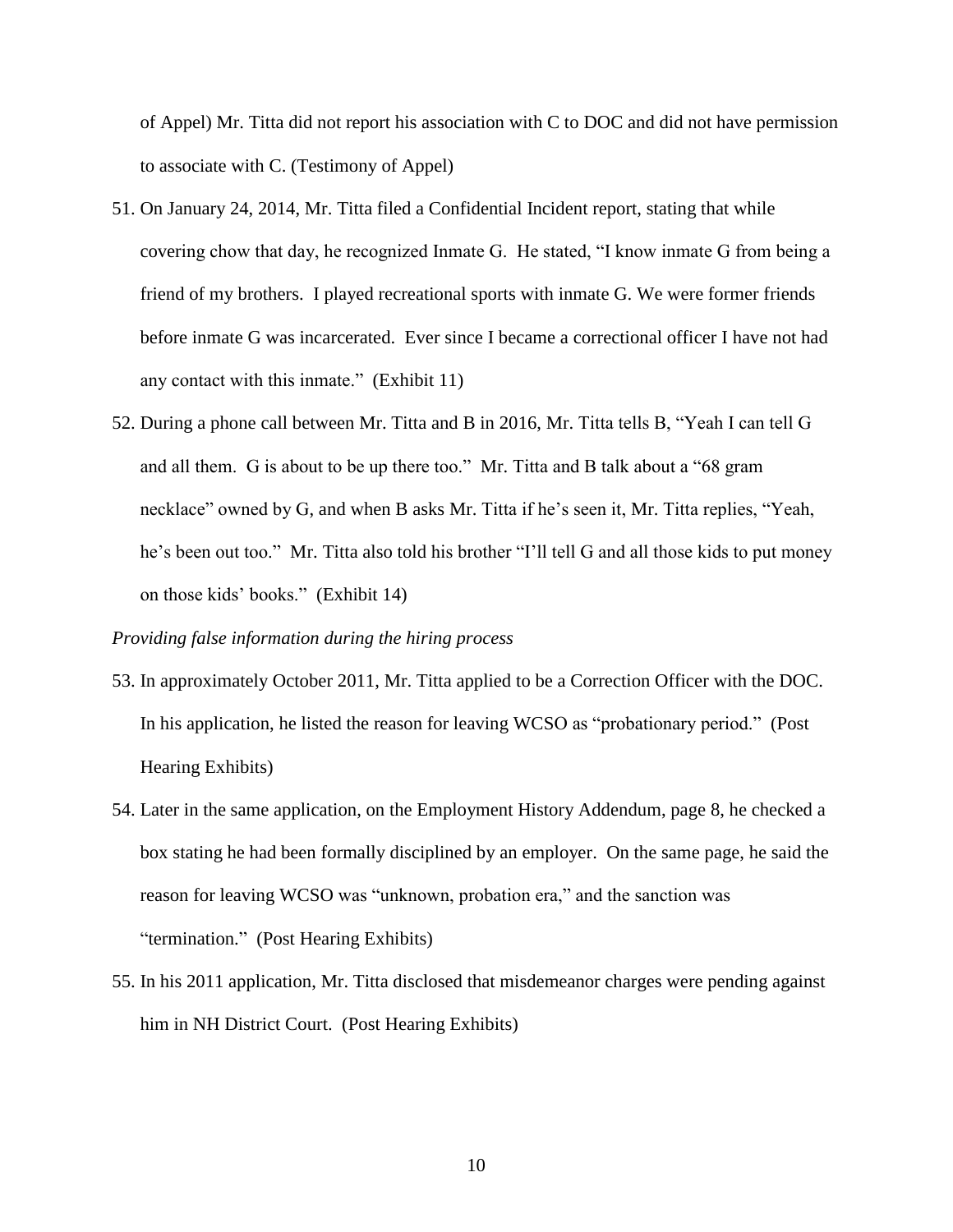of Appel) Mr. Titta did not report his association with C to DOC and did not have permission to associate with C. (Testimony of Appel)

51. On January 24, 2014, Mr. Titta filed a Confidential Incident report, stating that while covering chow that day, he recognized Inmate G. He stated, "I know inmate G from being a friend of my brothers. I played recreational sports with inmate G. We were former friends before inmate G was incarcerated. Ever since I became a correctional officer I have not had any contact with this inmate." (Exhibit 11)

52. During a phone call between Mr. Titta and B in 2016, Mr. Titta tells B, "Yeah I can tell G and all them. G is about to be up there too." Mr. Titta and B talk about a "68 gram necklace" owned by G, and when B asks Mr. Titta if he's seen it, Mr. Titta replies, "Yeah, he's been out too." Mr. Titta also told his brother "I'll tell G and all those kids to put money on those kids' books." (Exhibit 14)

*Providing false information during the hiring process*

53. In approximately October 2011, Mr. Titta applied to be a Correction Officer with the DOC. In his application, he listed the reason for leaving WCSO as "probationary period." (Post Hearing Exhibits)

54. Later in the same application, on the Employment History Addendum, page 8, he checked a box stating he had been formally disciplined by an employer. On the same page, he said the reason for leaving WCSO was "unknown, probation era," and the sanction was "termination." (Post Hearing Exhibits)

55. In his 2011 application, Mr. Titta disclosed that misdemeanor charges were pending against him in NH District Court. (Post Hearing Exhibits)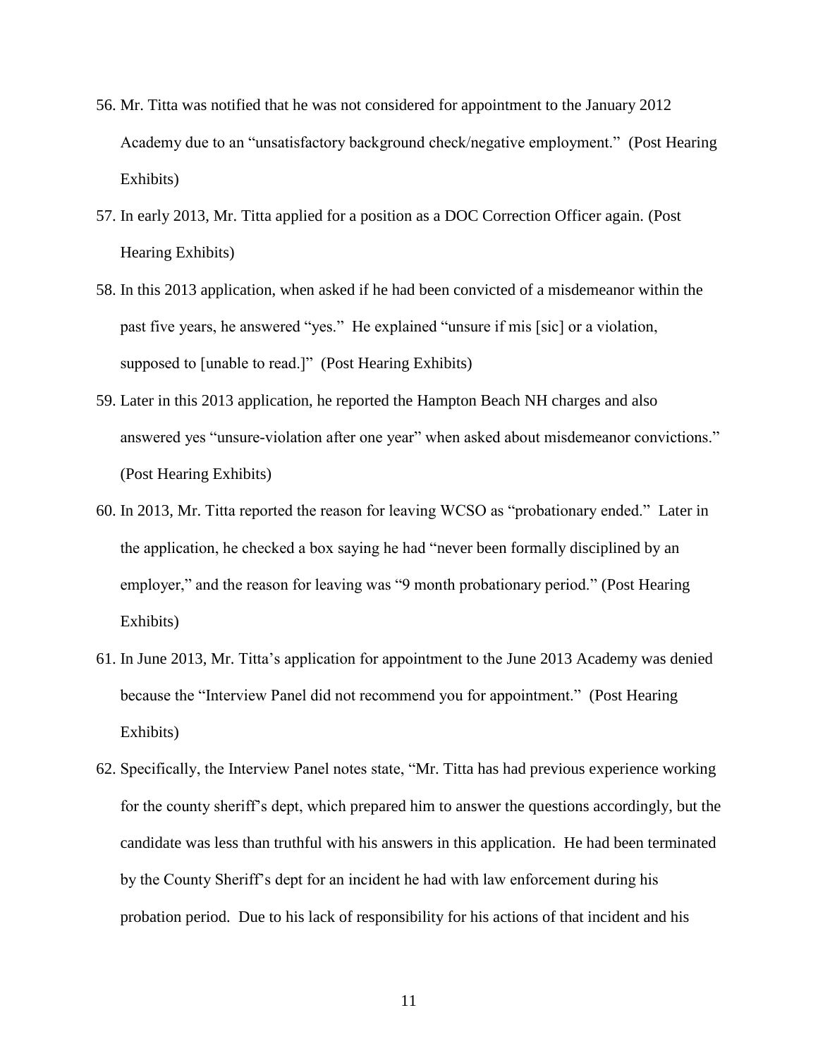56. Mr. Titta was notified that he was not considered for appointment to the January 2012 Academy due to an "unsatisfactory background check/negative employment." (Post Hearing Exhibits)
57. In early 2013, Mr. Titta applied for a position as a DOC Correction Officer again. (Post Hearing Exhibits)
58. In this 2013 application, when asked if he had been convicted of a misdemeanor within the past five years, he answered "yes." He explained "unsure if mis [sic] or a violation, supposed to [unable to read.]" (Post Hearing Exhibits)
59. Later in this 2013 application, he reported the Hampton Beach NH charges and also answered yes "unsure-violation after one year" when asked about misdemeanor convictions." (Post Hearing Exhibits)
60. In 2013, Mr. Titta reported the reason for leaving WCSO as "probationary ended." Later in the application, he checked a box saying he had "never been formally disciplined by an employer," and the reason for leaving was "9 month probationary period." (Post Hearing Exhibits)
61. In June 2013, Mr. Titta's application for appointment to the June 2013 Academy was denied because the "Interview Panel did not recommend you for appointment." (Post Hearing Exhibits)
62. Specifically, the Interview Panel notes state, "Mr. Titta has had previous experience working for the county sheriff's dept, which prepared him to answer the questions accordingly, but the candidate was less than truthful with his answers in this application. He had been terminated by the County Sheriff's dept for an incident he had with law enforcement during his probation period. Due to his lack of responsibility for his actions of that incident and his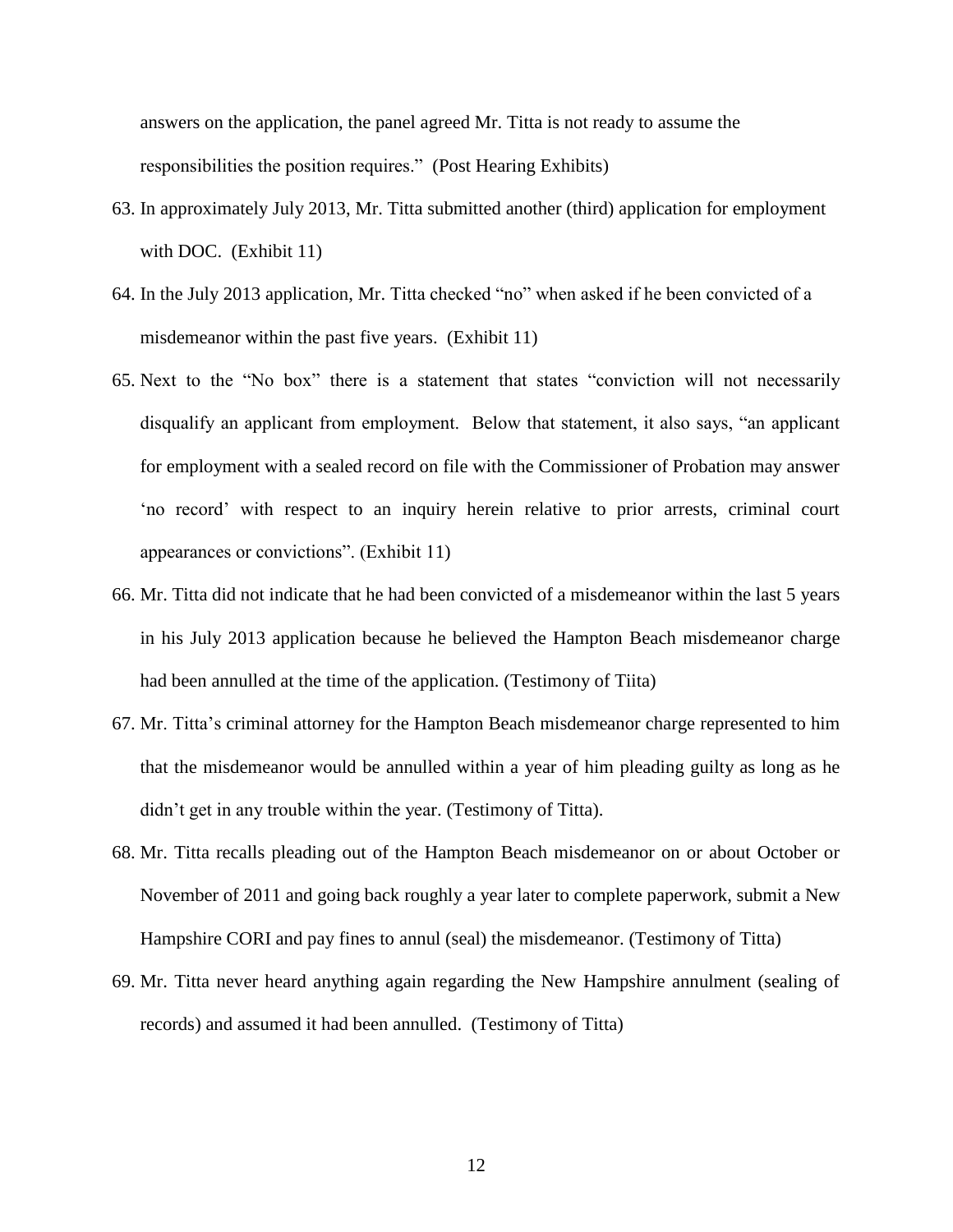answers on the application, the panel agreed Mr. Titta is not ready to assume the responsibilities the position requires." (Post Hearing Exhibits)

63. In approximately July 2013, Mr. Titta submitted another (third) application for employment with DOC. (Exhibit 11)

64. In the July 2013 application, Mr. Titta checked "no" when asked if he been convicted of a misdemeanor within the past five years. (Exhibit 11)

65. Next to the "No box" there is a statement that states "conviction will not necessarily disqualify an applicant from employment. Below that statement, it also says, "an applicant for employment with a sealed record on file with the Commissioner of Probation may answer 'no record' with respect to an inquiry herein relative to prior arrests, criminal court appearances or convictions". (Exhibit 11)

66. Mr. Titta did not indicate that he had been convicted of a misdemeanor within the last 5 years in his July 2013 application because he believed the Hampton Beach misdemeanor charge had been annulled at the time of the application. (Testimony of Tiita)

67. Mr. Titta's criminal attorney for the Hampton Beach misdemeanor charge represented to him that the misdemeanor would be annulled within a year of him pleading guilty as long as he didn't get in any trouble within the year. (Testimony of Titta).

68. Mr. Titta recalls pleading out of the Hampton Beach misdemeanor on or about October or November of 2011 and going back roughly a year later to complete paperwork, submit a New Hampshire CORI and pay fines to annul (seal) the misdemeanor. (Testimony of Titta)

69. Mr. Titta never heard anything again regarding the New Hampshire annulment (sealing of records) and assumed it had been annulled. (Testimony of Titta)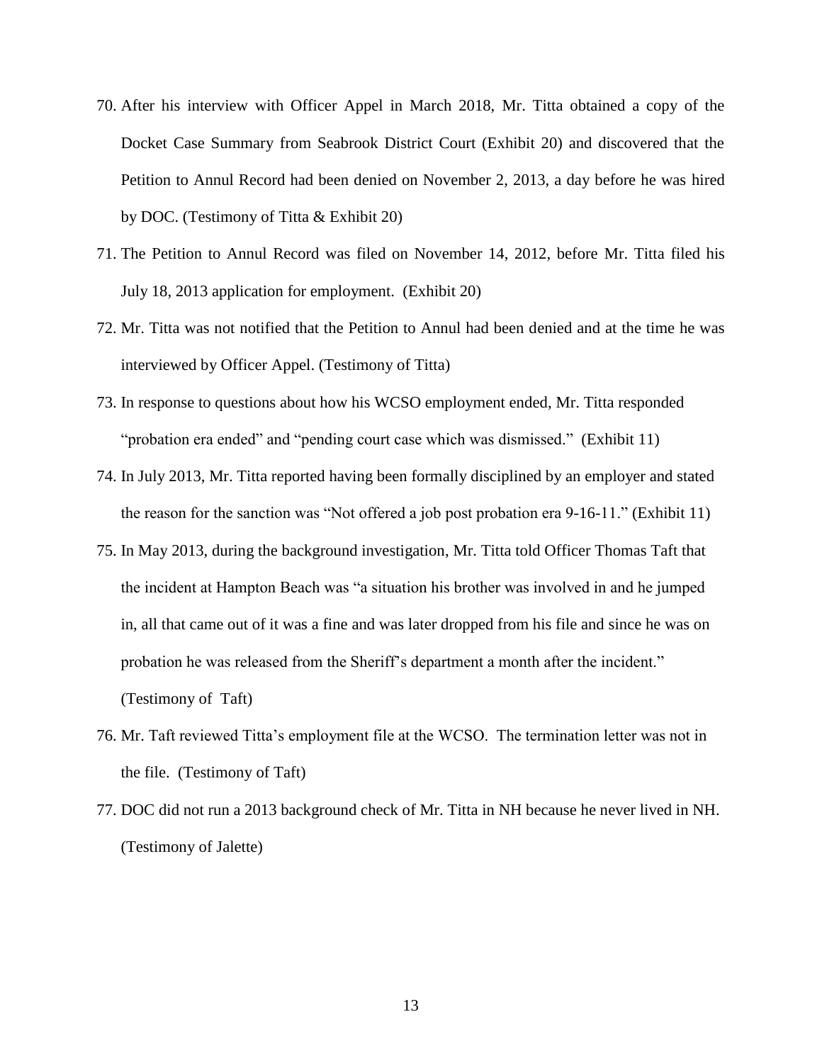70. After his interview with Officer Appel in March 2018, Mr. Titta obtained a copy of the Docket Case Summary from Seabrook District Court (Exhibit 20) and discovered that the Petition to Annul Record had been denied on November 2, 2013, a day before he was hired by DOC. (Testimony of Titta & Exhibit 20)
71. The Petition to Annul Record was filed on November 14, 2012, before Mr. Titta filed his July 18, 2013 application for employment. (Exhibit 20)
72. Mr. Titta was not notified that the Petition to Annul had been denied and at the time he was interviewed by Officer Appel. (Testimony of Titta)
73. In response to questions about how his WCSO employment ended, Mr. Titta responded "probation era ended" and "pending court case which was dismissed." (Exhibit 11)
74. In July 2013, Mr. Titta reported having been formally disciplined by an employer and stated the reason for the sanction was "Not offered a job post probation era 9-16-11." (Exhibit 11)
75. In May 2013, during the background investigation, Mr. Titta told Officer Thomas Taft that the incident at Hampton Beach was "a situation his brother was involved in and he jumped in, all that came out of it was a fine and was later dropped from his file and since he was on probation he was released from the Sheriff's department a month after the incident." (Testimony of Taft)
76. Mr. Taft reviewed Titta's employment file at the WCSO. The termination letter was not in the file. (Testimony of Taft)
77. DOC did not run a 2013 background check of Mr. Titta in NH because he never lived in NH. (Testimony of Jalette)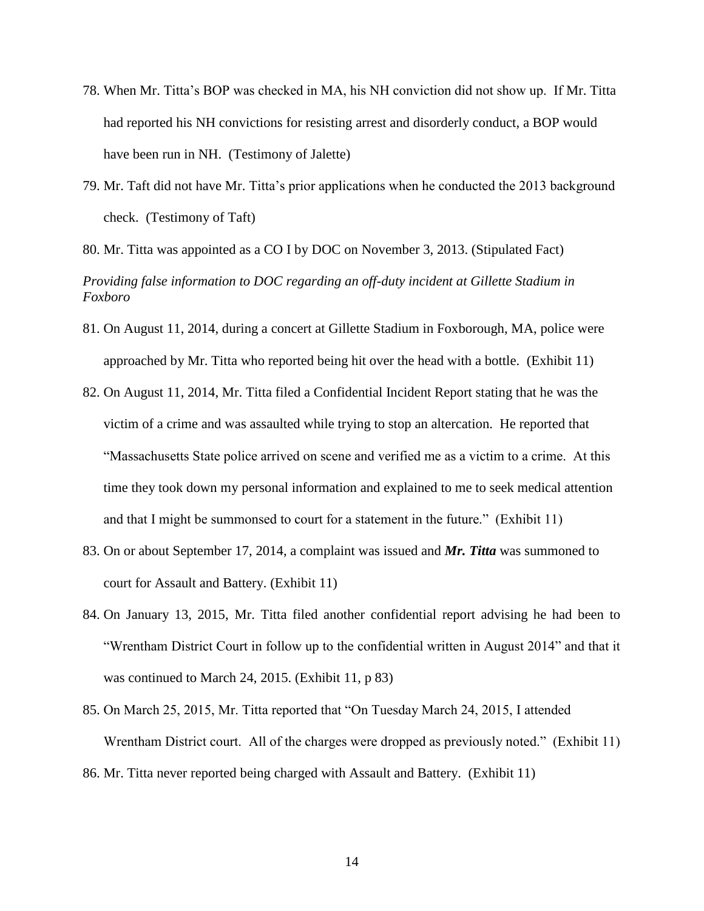78. When Mr. Titta's BOP was checked in MA, his NH conviction did not show up. If Mr. Titta had reported his NH convictions for resisting arrest and disorderly conduct, a BOP would have been run in NH. (Testimony of Jalette)

79. Mr. Taft did not have Mr. Titta's prior applications when he conducted the 2013 background check. (Testimony of Taft)

80. Mr. Titta was appointed as a CO I by DOC on November 3, 2013. (Stipulated Fact)

*Providing false information to DOC regarding an off-duty incident at Gillette Stadium in Foxboro*

81. On August 11, 2014, during a concert at Gillette Stadium in Foxborough, MA, police were approached by Mr. Titta who reported being hit over the head with a bottle. (Exhibit 11)

82. On August 11, 2014, Mr. Titta filed a Confidential Incident Report stating that he was the victim of a crime and was assaulted while trying to stop an altercation. He reported that "Massachusetts State police arrived on scene and verified me as a victim to a crime. At this time they took down my personal information and explained to me to seek medical attention and that I might be summonsed to court for a statement in the future." (Exhibit 11)

83. On or about September 17, 2014, a complaint was issued and ***Mr. Titta*** was summoned to court for Assault and Battery. (Exhibit 11)

84. On January 13, 2015, Mr. Titta filed another confidential report advising he had been to "Wrentham District Court in follow up to the confidential written in August 2014" and that it was continued to March 24, 2015. (Exhibit 11, p 83)

85. On March 25, 2015, Mr. Titta reported that "On Tuesday March 24, 2015, I attended Wrentham District court. All of the charges were dropped as previously noted." (Exhibit 11)

86. Mr. Titta never reported being charged with Assault and Battery. (Exhibit 11)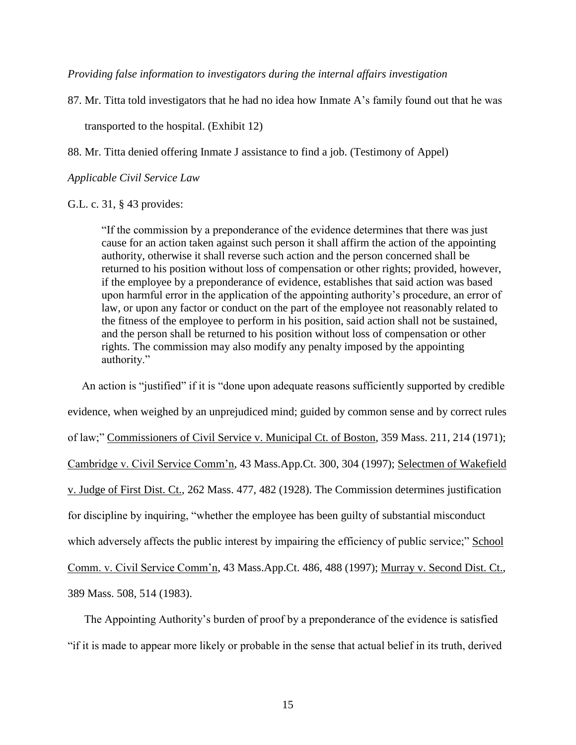*Providing false information to investigators during the internal affairs investigation*

87. Mr. Titta told investigators that he had no idea how Inmate A's family found out that he was transported to the hospital. (Exhibit 12)

88. Mr. Titta denied offering Inmate J assistance to find a job. (Testimony of Appel)

*Applicable Civil Service Law*

G.L. c. 31, § 43 provides:

> "If the commission by a preponderance of the evidence determines that there was just cause for an action taken against such person it shall affirm the action of the appointing authority, otherwise it shall reverse such action and the person concerned shall be returned to his position without loss of compensation or other rights; provided, however, if the employee by a preponderance of evidence, establishes that said action was based upon harmful error in the application of the appointing authority's procedure, an error of law, or upon any factor or conduct on the part of the employee not reasonably related to the fitness of the employee to perform in his position, said action shall not be sustained, and the person shall be returned to his position without loss of compensation or other rights. The commission may also modify any penalty imposed by the appointing authority."

An action is "justified" if it is "done upon adequate reasons sufficiently supported by credible evidence, when weighed by an unprejudiced mind; guided by common sense and by correct rules of law;" Commissioners of Civil Service v. Municipal Ct. of Boston, 359 Mass. 211, 214 (1971); Cambridge v. Civil Service Comm'n, 43 Mass.App.Ct. 300, 304 (1997); Selectmen of Wakefield v. Judge of First Dist. Ct., 262 Mass. 477, 482 (1928). The Commission determines justification for discipline by inquiring, "whether the employee has been guilty of substantial misconduct which adversely affects the public interest by impairing the efficiency of public service;" School Comm. v. Civil Service Comm'n, 43 Mass.App.Ct. 486, 488 (1997); Murray v. Second Dist. Ct., 389 Mass. 508, 514 (1983).

The Appointing Authority's burden of proof by a preponderance of the evidence is satisfied "if it is made to appear more likely or probable in the sense that actual belief in its truth, derived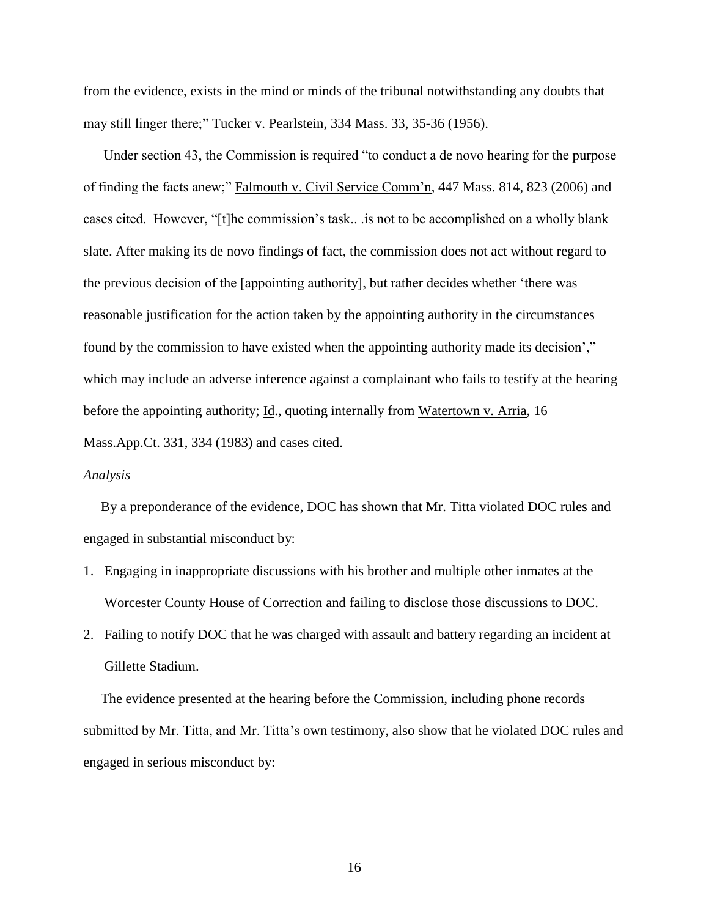from the evidence, exists in the mind or minds of the tribunal notwithstanding any doubts that may still linger there;" Tucker v. Pearlstein, 334 Mass. 33, 35-36 (1956).

Under section 43, the Commission is required "to conduct a de novo hearing for the purpose of finding the facts anew;" Falmouth v. Civil Service Comm'n, 447 Mass. 814, 823 (2006) and cases cited. However, "[t]he commission's task.. .is not to be accomplished on a wholly blank slate. After making its de novo findings of fact, the commission does not act without regard to the previous decision of the [appointing authority], but rather decides whether 'there was reasonable justification for the action taken by the appointing authority in the circumstances found by the commission to have existed when the appointing authority made its decision'," which may include an adverse inference against a complainant who fails to testify at the hearing before the appointing authority; Id., quoting internally from Watertown v. Arria, 16 Mass.App.Ct. 331, 334 (1983) and cases cited.

*Analysis*

By a preponderance of the evidence, DOC has shown that Mr. Titta violated DOC rules and engaged in substantial misconduct by:

1. Engaging in inappropriate discussions with his brother and multiple other inmates at the Worcester County House of Correction and failing to disclose those discussions to DOC.
2. Failing to notify DOC that he was charged with assault and battery regarding an incident at Gillette Stadium.

The evidence presented at the hearing before the Commission, including phone records submitted by Mr. Titta, and Mr. Titta's own testimony, also show that he violated DOC rules and engaged in serious misconduct by: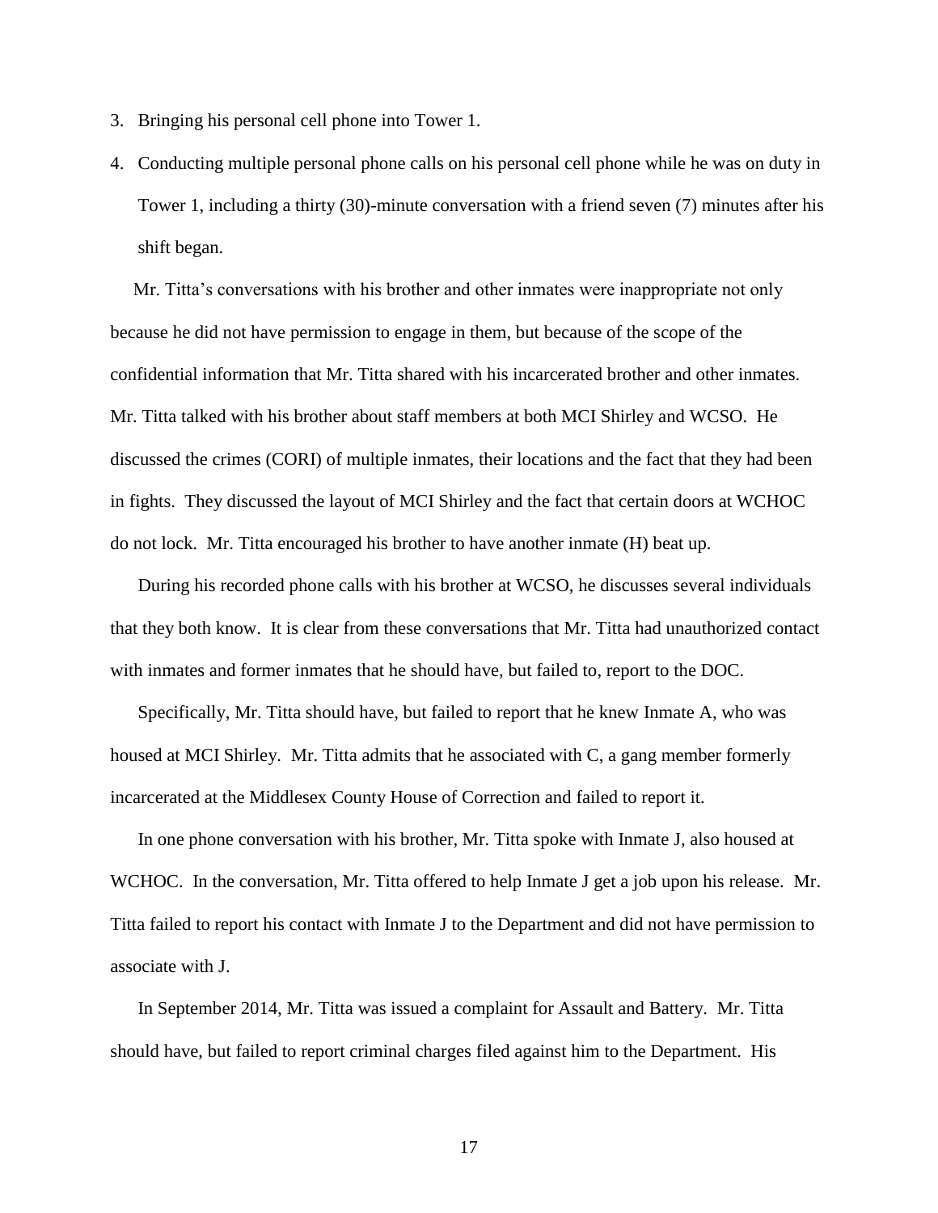3. Bringing his personal cell phone into Tower 1.
4. Conducting multiple personal phone calls on his personal cell phone while he was on duty in Tower 1, including a thirty (30)-minute conversation with a friend seven (7) minutes after his shift began.

Mr. Titta's conversations with his brother and other inmates were inappropriate not only because he did not have permission to engage in them, but because of the scope of the confidential information that Mr. Titta shared with his incarcerated brother and other inmates. Mr. Titta talked with his brother about staff members at both MCI Shirley and WCSO. He discussed the crimes (CORI) of multiple inmates, their locations and the fact that they had been in fights. They discussed the layout of MCI Shirley and the fact that certain doors at WCHOC do not lock. Mr. Titta encouraged his brother to have another inmate (H) beat up.

During his recorded phone calls with his brother at WCSO, he discusses several individuals that they both know. It is clear from these conversations that Mr. Titta had unauthorized contact with inmates and former inmates that he should have, but failed to, report to the DOC.

Specifically, Mr. Titta should have, but failed to report that he knew Inmate A, who was housed at MCI Shirley. Mr. Titta admits that he associated with C, a gang member formerly incarcerated at the Middlesex County House of Correction and failed to report it.

In one phone conversation with his brother, Mr. Titta spoke with Inmate J, also housed at WCHOC. In the conversation, Mr. Titta offered to help Inmate J get a job upon his release. Mr. Titta failed to report his contact with Inmate J to the Department and did not have permission to associate with J.

In September 2014, Mr. Titta was issued a complaint for Assault and Battery. Mr. Titta should have, but failed to report criminal charges filed against him to the Department. His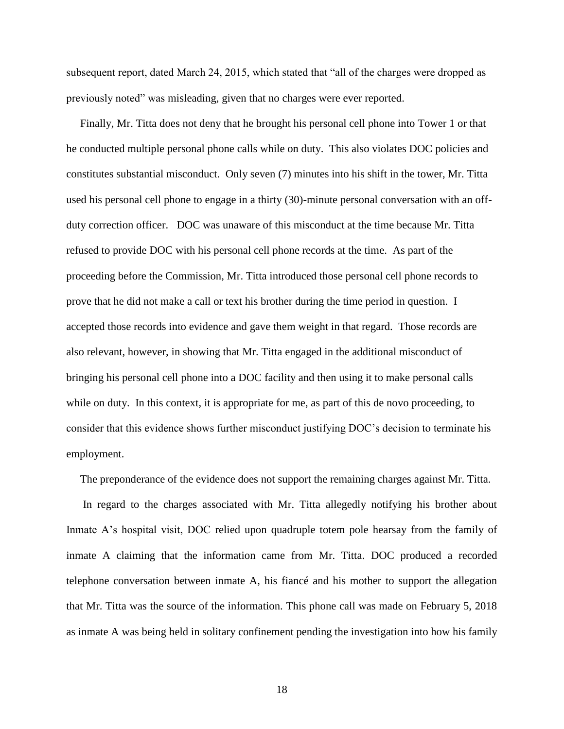subsequent report, dated March 24, 2015, which stated that "all of the charges were dropped as previously noted" was misleading, given that no charges were ever reported.

Finally, Mr. Titta does not deny that he brought his personal cell phone into Tower 1 or that he conducted multiple personal phone calls while on duty. This also violates DOC policies and constitutes substantial misconduct. Only seven (7) minutes into his shift in the tower, Mr. Titta used his personal cell phone to engage in a thirty (30)-minute personal conversation with an off-duty correction officer. DOC was unaware of this misconduct at the time because Mr. Titta refused to provide DOC with his personal cell phone records at the time. As part of the proceeding before the Commission, Mr. Titta introduced those personal cell phone records to prove that he did not make a call or text his brother during the time period in question. I accepted those records into evidence and gave them weight in that regard. Those records are also relevant, however, in showing that Mr. Titta engaged in the additional misconduct of bringing his personal cell phone into a DOC facility and then using it to make personal calls while on duty. In this context, it is appropriate for me, as part of this de novo proceeding, to consider that this evidence shows further misconduct justifying DOC's decision to terminate his employment.

The preponderance of the evidence does not support the remaining charges against Mr. Titta.

In regard to the charges associated with Mr. Titta allegedly notifying his brother about Inmate A's hospital visit, DOC relied upon quadruple totem pole hearsay from the family of inmate A claiming that the information came from Mr. Titta. DOC produced a recorded telephone conversation between inmate A, his fiancé and his mother to support the allegation that Mr. Titta was the source of the information. This phone call was made on February 5, 2018 as inmate A was being held in solitary confinement pending the investigation into how his family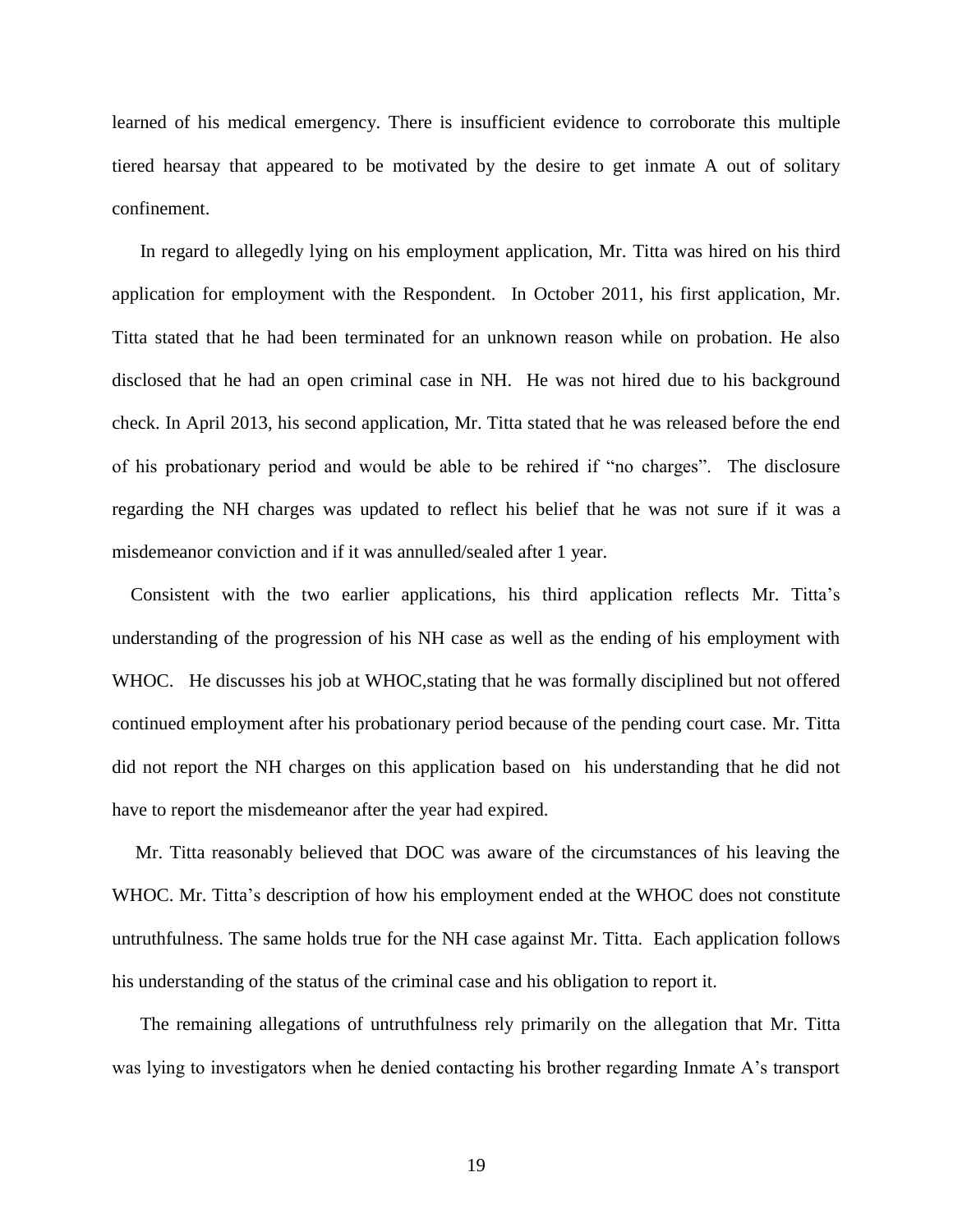learned of his medical emergency. There is insufficient evidence to corroborate this multiple tiered hearsay that appeared to be motivated by the desire to get inmate A out of solitary confinement.

In regard to allegedly lying on his employment application, Mr. Titta was hired on his third application for employment with the Respondent. In October 2011, his first application, Mr. Titta stated that he had been terminated for an unknown reason while on probation. He also disclosed that he had an open criminal case in NH. He was not hired due to his background check. In April 2013, his second application, Mr. Titta stated that he was released before the end of his probationary period and would be able to be rehired if "no charges". The disclosure regarding the NH charges was updated to reflect his belief that he was not sure if it was a misdemeanor conviction and if it was annulled/sealed after 1 year.

Consistent with the two earlier applications, his third application reflects Mr. Titta's understanding of the progression of his NH case as well as the ending of his employment with WHOC. He discusses his job at WHOC,stating that he was formally disciplined but not offered continued employment after his probationary period because of the pending court case. Mr. Titta did not report the NH charges on this application based on his understanding that he did not have to report the misdemeanor after the year had expired.

Mr. Titta reasonably believed that DOC was aware of the circumstances of his leaving the WHOC. Mr. Titta's description of how his employment ended at the WHOC does not constitute untruthfulness. The same holds true for the NH case against Mr. Titta. Each application follows his understanding of the status of the criminal case and his obligation to report it.

The remaining allegations of untruthfulness rely primarily on the allegation that Mr. Titta was lying to investigators when he denied contacting his brother regarding Inmate A's transport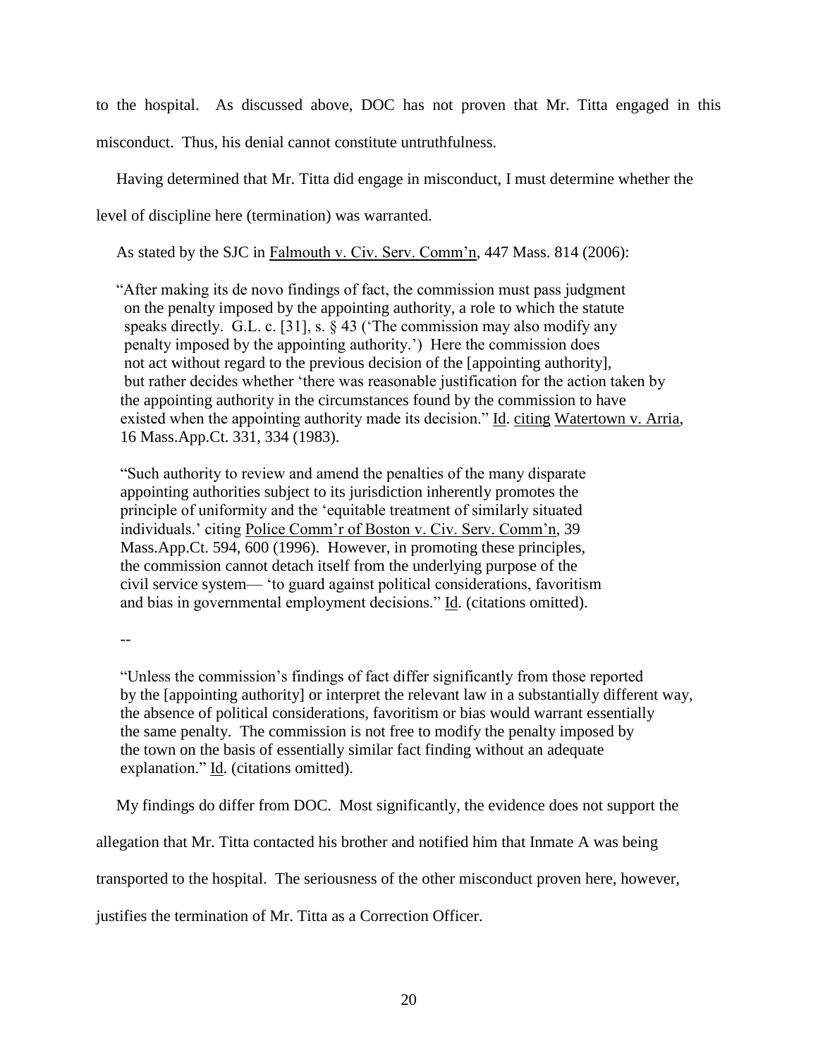to the hospital. As discussed above, DOC has not proven that Mr. Titta engaged in this misconduct. Thus, his denial cannot constitute untruthfulness.

Having determined that Mr. Titta did engage in misconduct, I must determine whether the level of discipline here (termination) was warranted.

As stated by the SJC in Falmouth v. Civ. Serv. Comm'n, 447 Mass. 814 (2006):

> "After making its de novo findings of fact, the commission must pass judgment on the penalty imposed by the appointing authority, a role to which the statute speaks directly. G.L. c. [31], s. § 43 ('The commission may also modify any penalty imposed by the appointing authority.') Here the commission does not act without regard to the previous decision of the [appointing authority], but rather decides whether 'there was reasonable justification for the action taken by the appointing authority in the circumstances found by the commission to have existed when the appointing authority made its decision." Id. citing Watertown v. Arria, 16 Mass.App.Ct. 331, 334 (1983).
>
> "Such authority to review and amend the penalties of the many disparate appointing authorities subject to its jurisdiction inherently promotes the principle of uniformity and the 'equitable treatment of similarly situated individuals.' citing Police Comm'r of Boston v. Civ. Serv. Comm'n, 39 Mass.App.Ct. 594, 600 (1996). However, in promoting these principles, the commission cannot detach itself from the underlying purpose of the civil service system— 'to guard against political considerations, favoritism and bias in governmental employment decisions." Id. (citations omitted).
>
> --
>
> "Unless the commission's findings of fact differ significantly from those reported by the [appointing authority] or interpret the relevant law in a substantially different way, the absence of political considerations, favoritism or bias would warrant essentially the same penalty. The commission is not free to modify the penalty imposed by the town on the basis of essentially similar fact finding without an adequate explanation." Id. (citations omitted).

My findings do differ from DOC. Most significantly, the evidence does not support the allegation that Mr. Titta contacted his brother and notified him that Inmate A was being transported to the hospital. The seriousness of the other misconduct proven here, however, justifies the termination of Mr. Titta as a Correction Officer.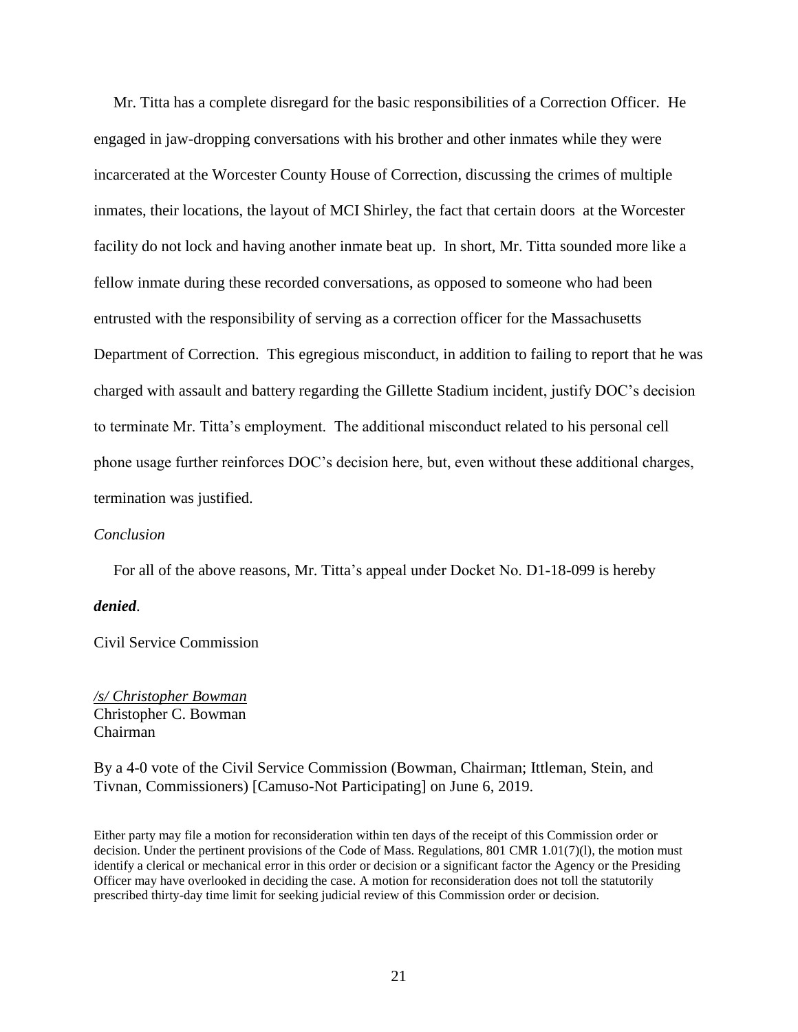Mr. Titta has a complete disregard for the basic responsibilities of a Correction Officer. He engaged in jaw-dropping conversations with his brother and other inmates while they were incarcerated at the Worcester County House of Correction, discussing the crimes of multiple inmates, their locations, the layout of MCI Shirley, the fact that certain doors at the Worcester facility do not lock and having another inmate beat up. In short, Mr. Titta sounded more like a fellow inmate during these recorded conversations, as opposed to someone who had been entrusted with the responsibility of serving as a correction officer for the Massachusetts Department of Correction. This egregious misconduct, in addition to failing to report that he was charged with assault and battery regarding the Gillette Stadium incident, justify DOC's decision to terminate Mr. Titta's employment. The additional misconduct related to his personal cell phone usage further reinforces DOC's decision here, but, even without these additional charges, termination was justified.

*Conclusion*

For all of the above reasons, Mr. Titta's appeal under Docket No. D1-18-099 is hereby ***denied***.

Civil Service Commission

*/s/ Christopher Bowman*
Christopher C. Bowman
Chairman

By a 4-0 vote of the Civil Service Commission (Bowman, Chairman; Ittleman, Stein, and Tivnan, Commissioners) [Camuso-Not Participating] on June 6, 2019.

Either party may file a motion for reconsideration within ten days of the receipt of this Commission order or decision. Under the pertinent provisions of the Code of Mass. Regulations, 801 CMR 1.01(7)(l), the motion must identify a clerical or mechanical error in this order or decision or a significant factor the Agency or the Presiding Officer may have overlooked in deciding the case. A motion for reconsideration does not toll the statutorily prescribed thirty-day time limit for seeking judicial review of this Commission order or decision.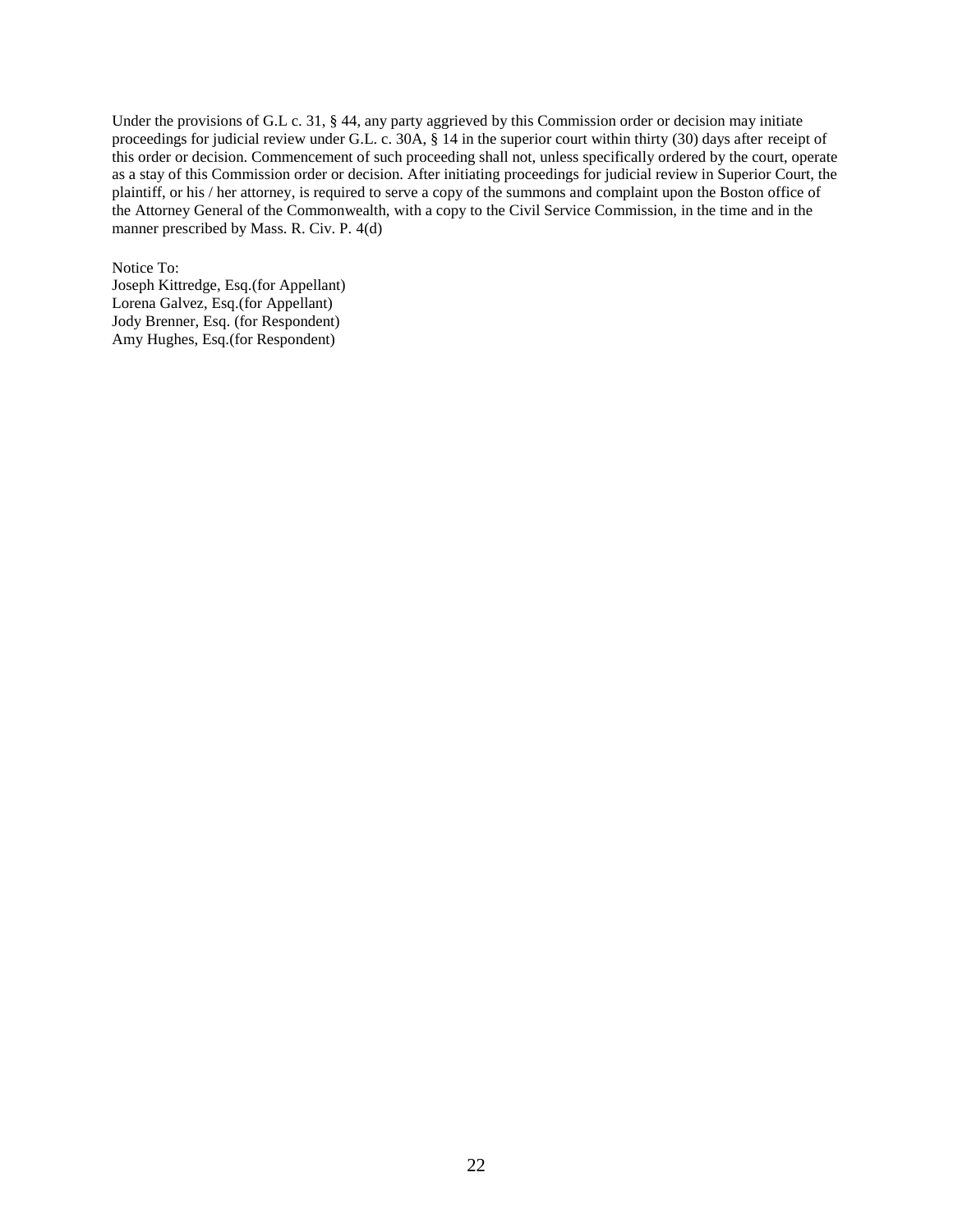Under the provisions of G.L c. 31, § 44, any party aggrieved by this Commission order or decision may initiate proceedings for judicial review under G.L. c. 30A, § 14 in the superior court within thirty (30) days after receipt of this order or decision. Commencement of such proceeding shall not, unless specifically ordered by the court, operate as a stay of this Commission order or decision. After initiating proceedings for judicial review in Superior Court, the plaintiff, or his / her attorney, is required to serve a copy of the summons and complaint upon the Boston office of the Attorney General of the Commonwealth, with a copy to the Civil Service Commission, in the time and in the manner prescribed by Mass. R. Civ. P. 4(d)

Notice To:
Joseph Kittredge, Esq.(for Appellant)
Lorena Galvez, Esq.(for Appellant)
Jody Brenner, Esq. (for Respondent)
Amy Hughes, Esq.(for Respondent)